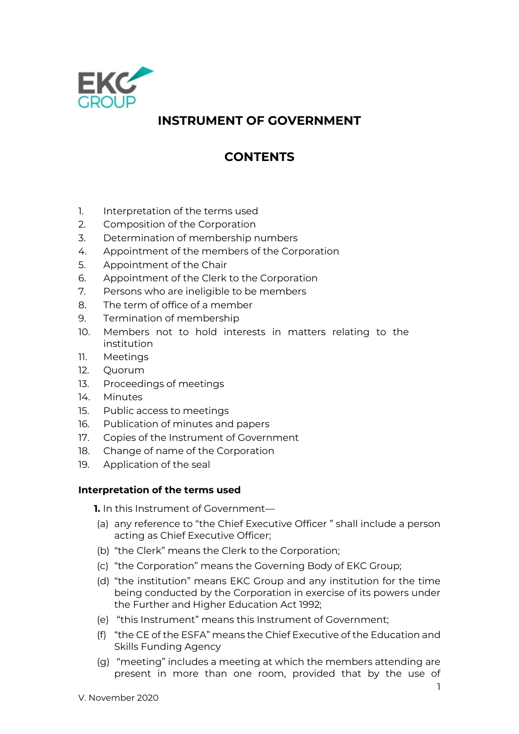# INSTRUMENT OF GOVERNMENT

## CONTENTS

1. Interpretation of the terms used
2. Composition of the Corporation
3. Determination of membership numbers
4. Appointment of the members of the Corporation
5. Appointment of the Chair
6. Appointment of the Clerk to the Corporation
7. Persons who are ineligible to be members
8. The term of office of a member
9. Termination of membership
10. Members not to hold interests in matters relating to the institution
11. Meetings
12. Quorum
13. Proceedings of meetings
14. Minutes
15. Public access to meetings
16. Publication of minutes and papers
17. Copies of the Instrument of Government
18. Change of name of the Corporation
19. Application of the seal

### Interpretation of the terms used

**1.** In this Instrument of Government—

(a) any reference to "the Chief Executive Officer " shall include a person acting as Chief Executive Officer;

(b) "the Clerk" means the Clerk to the Corporation;

(c) "the Corporation" means the Governing Body of EKC Group;

(d) "the institution" means EKC Group and any institution for the time being conducted by the Corporation in exercise of its powers under the Further and Higher Education Act 1992;

(e) "this Instrument" means this Instrument of Government;

(f) "the CE of the ESFA" means the Chief Executive of the Education and Skills Funding Agency

(g) "meeting" includes a meeting at which the members attending are present in more than one room, provided that by the use of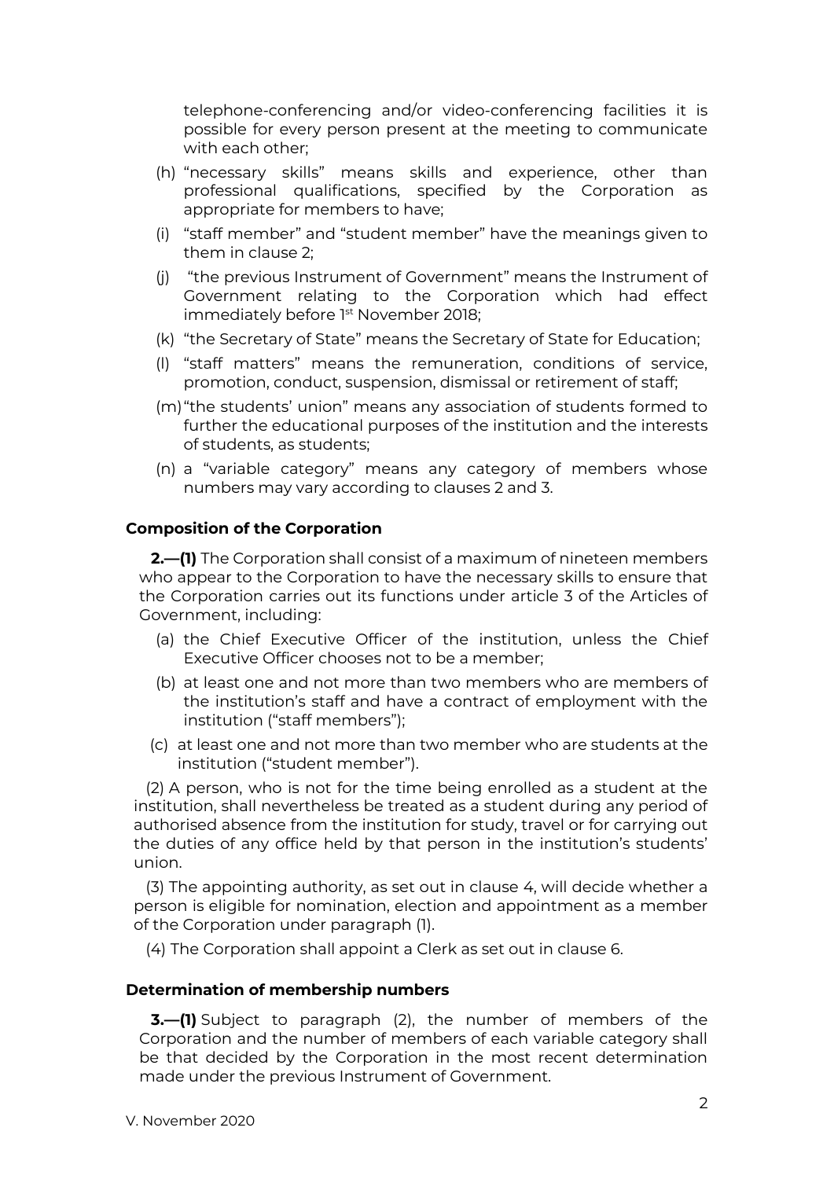telephone-conferencing and/or video-conferencing facilities it is possible for every person present at the meeting to communicate with each other;

(h) "necessary skills" means skills and experience, other than professional qualifications, specified by the Corporation as appropriate for members to have;

(i) "staff member" and "student member" have the meanings given to them in clause 2;

(j) "the previous Instrument of Government" means the Instrument of Government relating to the Corporation which had effect immediately before 1st November 2018;

(k) "the Secretary of State" means the Secretary of State for Education;

(l) "staff matters" means the remuneration, conditions of service, promotion, conduct, suspension, dismissal or retirement of staff;

(m) "the students' union" means any association of students formed to further the educational purposes of the institution and the interests of students, as students;

(n) a "variable category" means any category of members whose numbers may vary according to clauses 2 and 3.

### Composition of the Corporation

**2.—(1)** The Corporation shall consist of a maximum of nineteen members who appear to the Corporation to have the necessary skills to ensure that the Corporation carries out its functions under article 3 of the Articles of Government, including:

(a) the Chief Executive Officer of the institution, unless the Chief Executive Officer chooses not to be a member;

(b) at least one and not more than two members who are members of the institution's staff and have a contract of employment with the institution ("staff members");

(c) at least one and not more than two member who are students at the institution ("student member").

(2) A person, who is not for the time being enrolled as a student at the institution, shall nevertheless be treated as a student during any period of authorised absence from the institution for study, travel or for carrying out the duties of any office held by that person in the institution's students' union.

(3) The appointing authority, as set out in clause 4, will decide whether a person is eligible for nomination, election and appointment as a member of the Corporation under paragraph (1).

(4) The Corporation shall appoint a Clerk as set out in clause 6.

### Determination of membership numbers

**3.—(1)** Subject to paragraph (2), the number of members of the Corporation and the number of members of each variable category shall be that decided by the Corporation in the most recent determination made under the previous Instrument of Government.

V. November 2020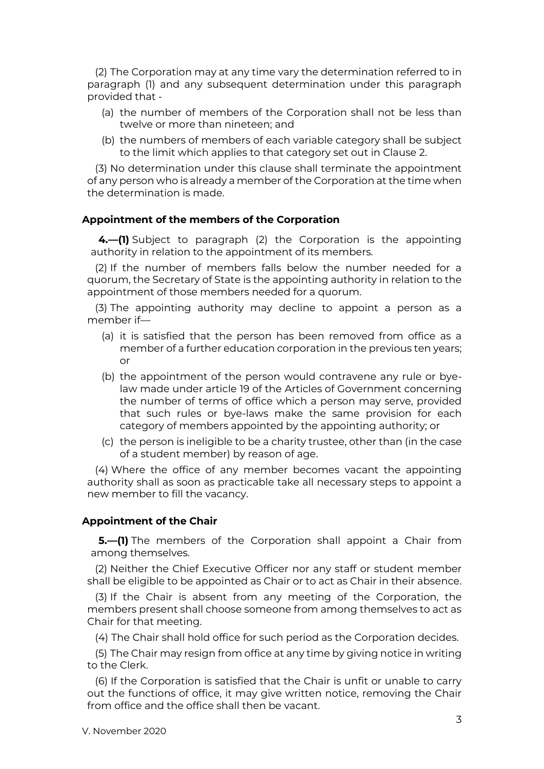(2) The Corporation may at any time vary the determination referred to in paragraph (1) and any subsequent determination under this paragraph provided that -

(a) the number of members of the Corporation shall not be less than twelve or more than nineteen; and

(b) the numbers of members of each variable category shall be subject to the limit which applies to that category set out in Clause 2.

(3) No determination under this clause shall terminate the appointment of any person who is already a member of the Corporation at the time when the determination is made.

### Appointment of the members of the Corporation

**4.—(1)** Subject to paragraph (2) the Corporation is the appointing authority in relation to the appointment of its members.

(2) If the number of members falls below the number needed for a quorum, the Secretary of State is the appointing authority in relation to the appointment of those members needed for a quorum.

(3) The appointing authority may decline to appoint a person as a member if—

(a) it is satisfied that the person has been removed from office as a member of a further education corporation in the previous ten years; or

(b) the appointment of the person would contravene any rule or bye-law made under article 19 of the Articles of Government concerning the number of terms of office which a person may serve, provided that such rules or bye-laws make the same provision for each category of members appointed by the appointing authority; or

(c) the person is ineligible to be a charity trustee, other than (in the case of a student member) by reason of age.

(4) Where the office of any member becomes vacant the appointing authority shall as soon as practicable take all necessary steps to appoint a new member to fill the vacancy.

### Appointment of the Chair

**5.—(1)** The members of the Corporation shall appoint a Chair from among themselves.

(2) Neither the Chief Executive Officer nor any staff or student member shall be eligible to be appointed as Chair or to act as Chair in their absence.

(3) If the Chair is absent from any meeting of the Corporation, the members present shall choose someone from among themselves to act as Chair for that meeting.

(4) The Chair shall hold office for such period as the Corporation decides.

(5) The Chair may resign from office at any time by giving notice in writing to the Clerk.

(6) If the Corporation is satisfied that the Chair is unfit or unable to carry out the functions of office, it may give written notice, removing the Chair from office and the office shall then be vacant.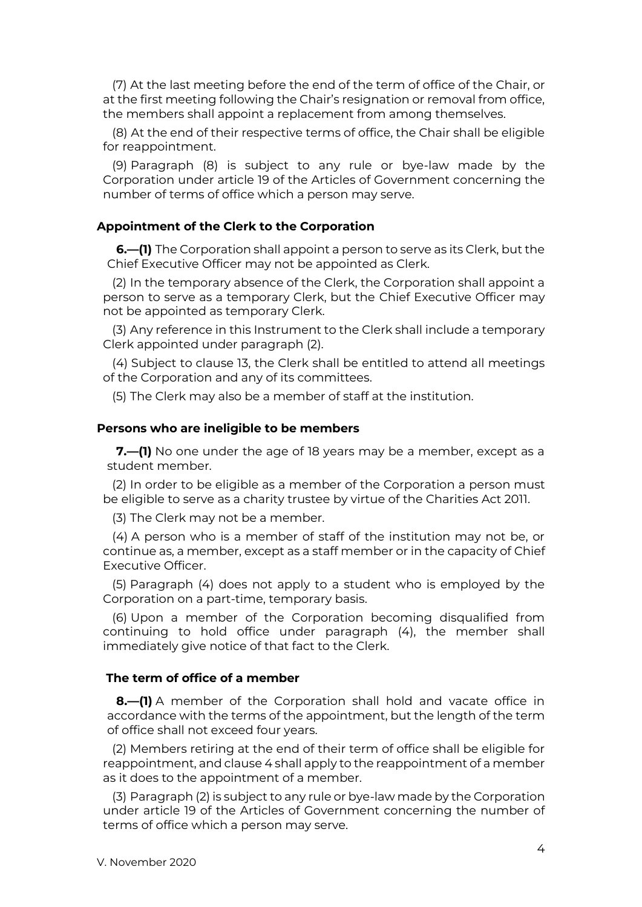(7) At the last meeting before the end of the term of office of the Chair, or at the first meeting following the Chair's resignation or removal from office, the members shall appoint a replacement from among themselves.

(8) At the end of their respective terms of office, the Chair shall be eligible for reappointment.

(9) Paragraph (8) is subject to any rule or bye-law made by the Corporation under article 19 of the Articles of Government concerning the number of terms of office which a person may serve.

### Appointment of the Clerk to the Corporation

**6.—(1)** The Corporation shall appoint a person to serve as its Clerk, but the Chief Executive Officer may not be appointed as Clerk.

(2) In the temporary absence of the Clerk, the Corporation shall appoint a person to serve as a temporary Clerk, but the Chief Executive Officer may not be appointed as temporary Clerk.

(3) Any reference in this Instrument to the Clerk shall include a temporary Clerk appointed under paragraph (2).

(4) Subject to clause 13, the Clerk shall be entitled to attend all meetings of the Corporation and any of its committees.

(5) The Clerk may also be a member of staff at the institution.

### Persons who are ineligible to be members

**7.—(1)** No one under the age of 18 years may be a member, except as a student member.

(2) In order to be eligible as a member of the Corporation a person must be eligible to serve as a charity trustee by virtue of the Charities Act 2011.

(3) The Clerk may not be a member.

(4) A person who is a member of staff of the institution may not be, or continue as, a member, except as a staff member or in the capacity of Chief Executive Officer.

(5) Paragraph (4) does not apply to a student who is employed by the Corporation on a part-time, temporary basis.

(6) Upon a member of the Corporation becoming disqualified from continuing to hold office under paragraph (4), the member shall immediately give notice of that fact to the Clerk.

### The term of office of a member

**8.—(1)** A member of the Corporation shall hold and vacate office in accordance with the terms of the appointment, but the length of the term of office shall not exceed four years.

(2) Members retiring at the end of their term of office shall be eligible for reappointment, and clause 4 shall apply to the reappointment of a member as it does to the appointment of a member.

(3) Paragraph (2) is subject to any rule or bye-law made by the Corporation under article 19 of the Articles of Government concerning the number of terms of office which a person may serve.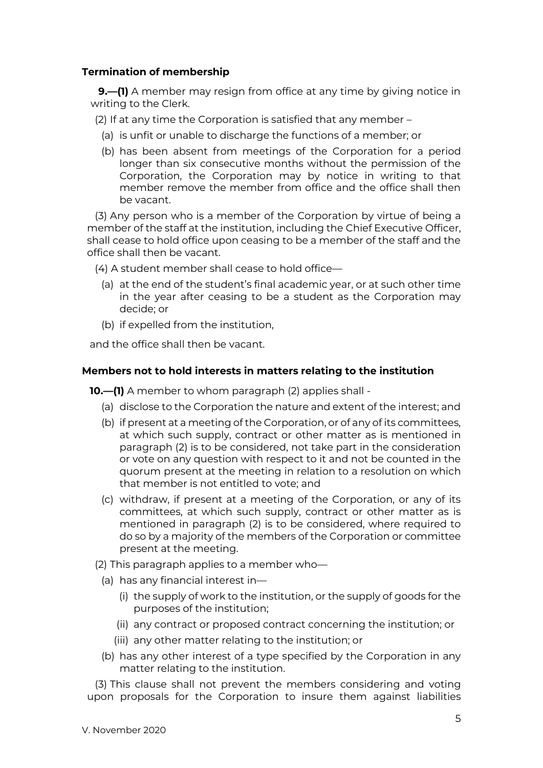### Termination of membership

**9.—(1)** A member may resign from office at any time by giving notice in writing to the Clerk.

(2) If at any time the Corporation is satisfied that any member –

(a) is unfit or unable to discharge the functions of a member; or

(b) has been absent from meetings of the Corporation for a period longer than six consecutive months without the permission of the Corporation, the Corporation may by notice in writing to that member remove the member from office and the office shall then be vacant.

(3) Any person who is a member of the Corporation by virtue of being a member of the staff at the institution, including the Chief Executive Officer, shall cease to hold office upon ceasing to be a member of the staff and the office shall then be vacant.

(4) A student member shall cease to hold office—

(a) at the end of the student's final academic year, or at such other time in the year after ceasing to be a student as the Corporation may decide; or

(b) if expelled from the institution,

and the office shall then be vacant.

### Members not to hold interests in matters relating to the institution

**10.—(1)** A member to whom paragraph (2) applies shall -

(a) disclose to the Corporation the nature and extent of the interest; and

(b) if present at a meeting of the Corporation, or of any of its committees, at which such supply, contract or other matter as is mentioned in paragraph (2) is to be considered, not take part in the consideration or vote on any question with respect to it and not be counted in the quorum present at the meeting in relation to a resolution on which that member is not entitled to vote; and

(c) withdraw, if present at a meeting of the Corporation, or any of its committees, at which such supply, contract or other matter as is mentioned in paragraph (2) is to be considered, where required to do so by a majority of the members of the Corporation or committee present at the meeting.

(2) This paragraph applies to a member who—

(a) has any financial interest in—

(i) the supply of work to the institution, or the supply of goods for the purposes of the institution;

(ii) any contract or proposed contract concerning the institution; or

(iii) any other matter relating to the institution; or

(b) has any other interest of a type specified by the Corporation in any matter relating to the institution.

(3) This clause shall not prevent the members considering and voting upon proposals for the Corporation to insure them against liabilities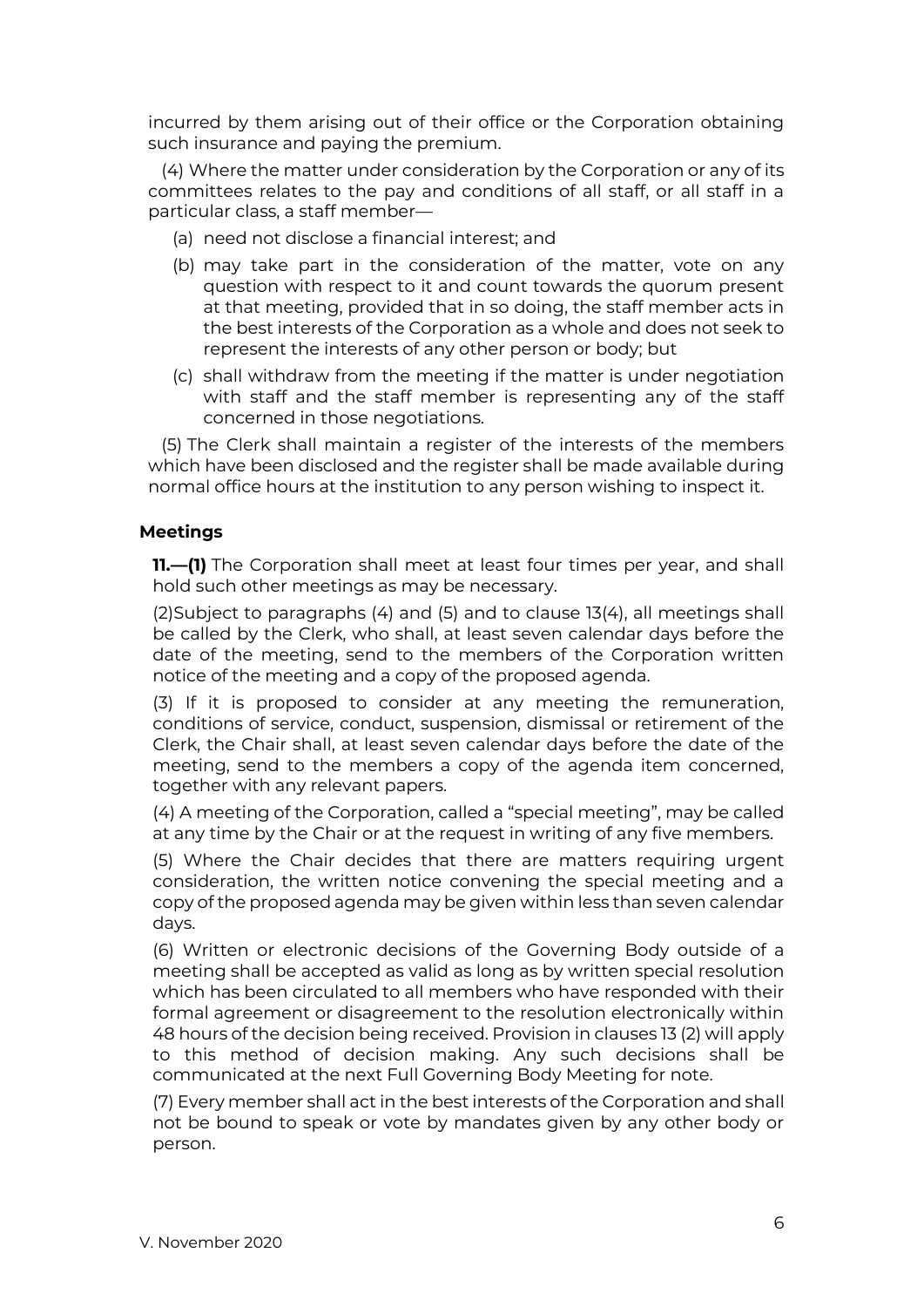incurred by them arising out of their office or the Corporation obtaining such insurance and paying the premium.

(4) Where the matter under consideration by the Corporation or any of its committees relates to the pay and conditions of all staff, or all staff in a particular class, a staff member—

(a) need not disclose a financial interest; and

(b) may take part in the consideration of the matter, vote on any question with respect to it and count towards the quorum present at that meeting, provided that in so doing, the staff member acts in the best interests of the Corporation as a whole and does not seek to represent the interests of any other person or body; but

(c) shall withdraw from the meeting if the matter is under negotiation with staff and the staff member is representing any of the staff concerned in those negotiations.

(5) The Clerk shall maintain a register of the interests of the members which have been disclosed and the register shall be made available during normal office hours at the institution to any person wishing to inspect it.

### Meetings

**11.—(1)** The Corporation shall meet at least four times per year, and shall hold such other meetings as may be necessary.

(2)Subject to paragraphs (4) and (5) and to clause 13(4), all meetings shall be called by the Clerk, who shall, at least seven calendar days before the date of the meeting, send to the members of the Corporation written notice of the meeting and a copy of the proposed agenda.

(3) If it is proposed to consider at any meeting the remuneration, conditions of service, conduct, suspension, dismissal or retirement of the Clerk, the Chair shall, at least seven calendar days before the date of the meeting, send to the members a copy of the agenda item concerned, together with any relevant papers.

(4) A meeting of the Corporation, called a "special meeting", may be called at any time by the Chair or at the request in writing of any five members.

(5) Where the Chair decides that there are matters requiring urgent consideration, the written notice convening the special meeting and a copy of the proposed agenda may be given within less than seven calendar days.

(6) Written or electronic decisions of the Governing Body outside of a meeting shall be accepted as valid as long as by written special resolution which has been circulated to all members who have responded with their formal agreement or disagreement to the resolution electronically within 48 hours of the decision being received. Provision in clauses 13 (2) will apply to this method of decision making. Any such decisions shall be communicated at the next Full Governing Body Meeting for note.

(7) Every member shall act in the best interests of the Corporation and shall not be bound to speak or vote by mandates given by any other body or person.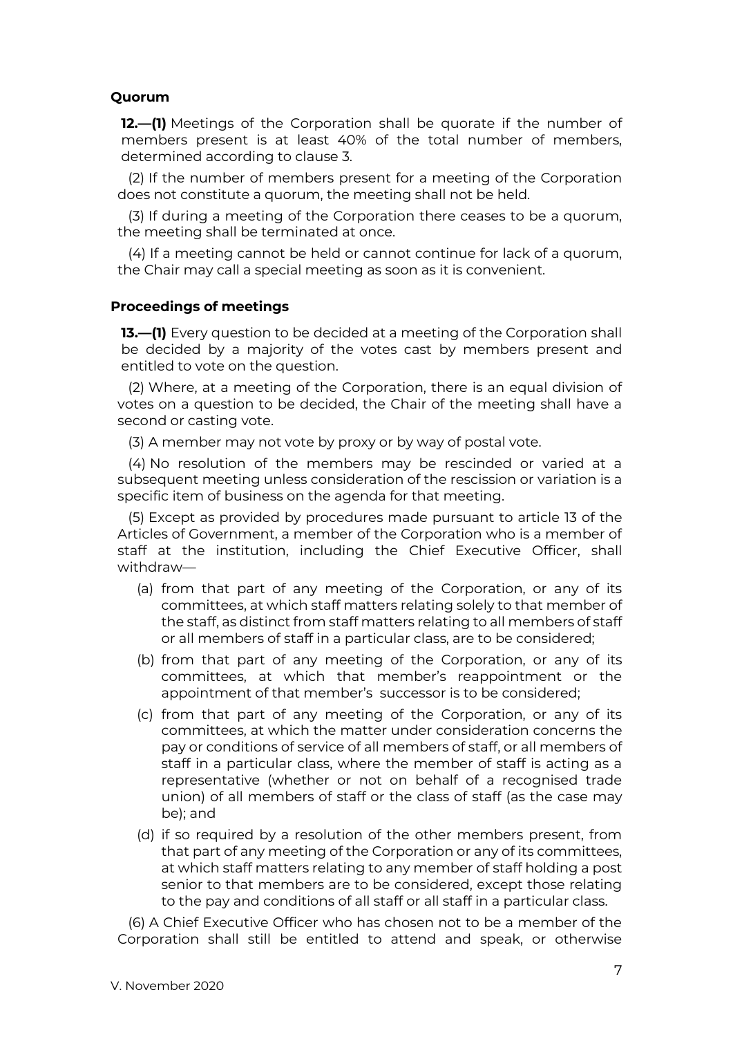### Quorum

**12.—(1)** Meetings of the Corporation shall be quorate if the number of members present is at least 40% of the total number of members, determined according to clause 3.

(2) If the number of members present for a meeting of the Corporation does not constitute a quorum, the meeting shall not be held.

(3) If during a meeting of the Corporation there ceases to be a quorum, the meeting shall be terminated at once.

(4) If a meeting cannot be held or cannot continue for lack of a quorum, the Chair may call a special meeting as soon as it is convenient.

### Proceedings of meetings

**13.—(1)** Every question to be decided at a meeting of the Corporation shall be decided by a majority of the votes cast by members present and entitled to vote on the question.

(2) Where, at a meeting of the Corporation, there is an equal division of votes on a question to be decided, the Chair of the meeting shall have a second or casting vote.

(3) A member may not vote by proxy or by way of postal vote.

(4) No resolution of the members may be rescinded or varied at a subsequent meeting unless consideration of the rescission or variation is a specific item of business on the agenda for that meeting.

(5) Except as provided by procedures made pursuant to article 13 of the Articles of Government, a member of the Corporation who is a member of staff at the institution, including the Chief Executive Officer, shall withdraw—

- (a) from that part of any meeting of the Corporation, or any of its committees, at which staff matters relating solely to that member of the staff, as distinct from staff matters relating to all members of staff or all members of staff in a particular class, are to be considered;
- (b) from that part of any meeting of the Corporation, or any of its committees, at which that member's reappointment or the appointment of that member's successor is to be considered;
- (c) from that part of any meeting of the Corporation, or any of its committees, at which the matter under consideration concerns the pay or conditions of service of all members of staff, or all members of staff in a particular class, where the member of staff is acting as a representative (whether or not on behalf of a recognised trade union) of all members of staff or the class of staff (as the case may be); and
- (d) if so required by a resolution of the other members present, from that part of any meeting of the Corporation or any of its committees, at which staff matters relating to any member of staff holding a post senior to that members are to be considered, except those relating to the pay and conditions of all staff or all staff in a particular class.

(6) A Chief Executive Officer who has chosen not to be a member of the Corporation shall still be entitled to attend and speak, or otherwise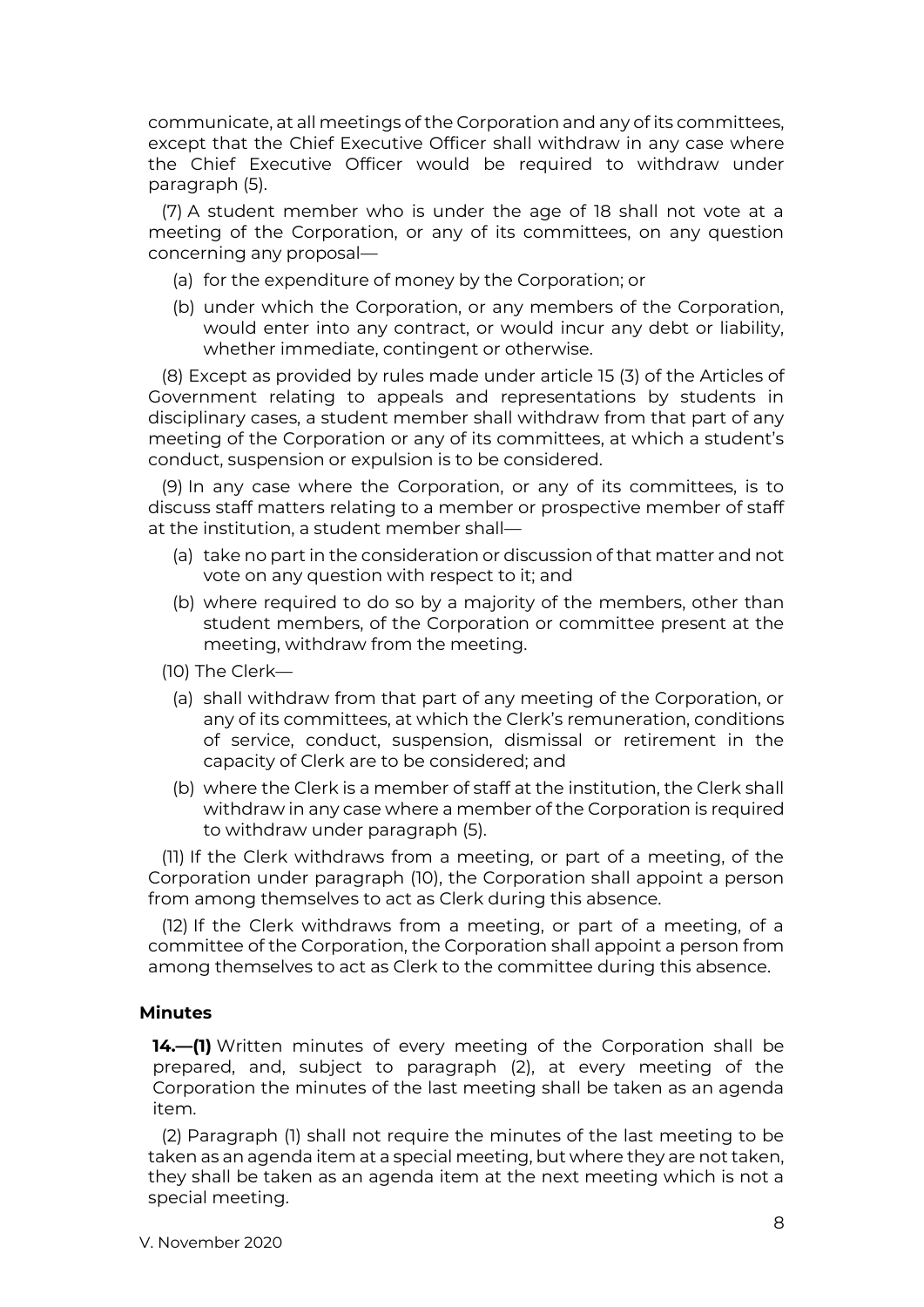communicate, at all meetings of the Corporation and any of its committees, except that the Chief Executive Officer shall withdraw in any case where the Chief Executive Officer would be required to withdraw under paragraph (5).

(7) A student member who is under the age of 18 shall not vote at a meeting of the Corporation, or any of its committees, on any question concerning any proposal—

- (a) for the expenditure of money by the Corporation; or
- (b) under which the Corporation, or any members of the Corporation, would enter into any contract, or would incur any debt or liability, whether immediate, contingent or otherwise.

(8) Except as provided by rules made under article 15 (3) of the Articles of Government relating to appeals and representations by students in disciplinary cases, a student member shall withdraw from that part of any meeting of the Corporation or any of its committees, at which a student's conduct, suspension or expulsion is to be considered.

(9) In any case where the Corporation, or any of its committees, is to discuss staff matters relating to a member or prospective member of staff at the institution, a student member shall—

- (a) take no part in the consideration or discussion of that matter and not vote on any question with respect to it; and
- (b) where required to do so by a majority of the members, other than student members, of the Corporation or committee present at the meeting, withdraw from the meeting.

(10) The Clerk—

- (a) shall withdraw from that part of any meeting of the Corporation, or any of its committees, at which the Clerk's remuneration, conditions of service, conduct, suspension, dismissal or retirement in the capacity of Clerk are to be considered; and
- (b) where the Clerk is a member of staff at the institution, the Clerk shall withdraw in any case where a member of the Corporation is required to withdraw under paragraph (5).

(11) If the Clerk withdraws from a meeting, or part of a meeting, of the Corporation under paragraph (10), the Corporation shall appoint a person from among themselves to act as Clerk during this absence.

(12) If the Clerk withdraws from a meeting, or part of a meeting, of a committee of the Corporation, the Corporation shall appoint a person from among themselves to act as Clerk to the committee during this absence.

### Minutes

**14.—(1)** Written minutes of every meeting of the Corporation shall be prepared, and, subject to paragraph (2), at every meeting of the Corporation the minutes of the last meeting shall be taken as an agenda item.

(2) Paragraph (1) shall not require the minutes of the last meeting to be taken as an agenda item at a special meeting, but where they are not taken, they shall be taken as an agenda item at the next meeting which is not a special meeting.

V. November 2020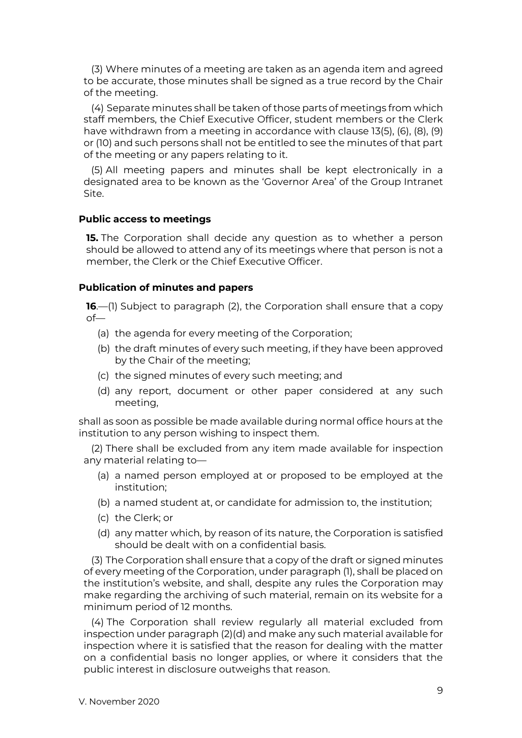(3) Where minutes of a meeting are taken as an agenda item and agreed to be accurate, those minutes shall be signed as a true record by the Chair of the meeting.

(4) Separate minutes shall be taken of those parts of meetings from which staff members, the Chief Executive Officer, student members or the Clerk have withdrawn from a meeting in accordance with clause 13(5), (6), (8), (9) or (10) and such persons shall not be entitled to see the minutes of that part of the meeting or any papers relating to it.

(5) All meeting papers and minutes shall be kept electronically in a designated area to be known as the 'Governor Area' of the Group Intranet Site.

### Public access to meetings

**15.** The Corporation shall decide any question as to whether a person should be allowed to attend any of its meetings where that person is not a member, the Clerk or the Chief Executive Officer.

### Publication of minutes and papers

**16**.—(1) Subject to paragraph (2), the Corporation shall ensure that a copy of—

(a) the agenda for every meeting of the Corporation;

(b) the draft minutes of every such meeting, if they have been approved by the Chair of the meeting;

(c) the signed minutes of every such meeting; and

(d) any report, document or other paper considered at any such meeting,

shall as soon as possible be made available during normal office hours at the institution to any person wishing to inspect them.

(2) There shall be excluded from any item made available for inspection any material relating to—

(a) a named person employed at or proposed to be employed at the institution;

(b) a named student at, or candidate for admission to, the institution;

(c) the Clerk; or

(d) any matter which, by reason of its nature, the Corporation is satisfied should be dealt with on a confidential basis.

(3) The Corporation shall ensure that a copy of the draft or signed minutes of every meeting of the Corporation, under paragraph (1), shall be placed on the institution's website, and shall, despite any rules the Corporation may make regarding the archiving of such material, remain on its website for a minimum period of 12 months.

(4) The Corporation shall review regularly all material excluded from inspection under paragraph (2)(d) and make any such material available for inspection where it is satisfied that the reason for dealing with the matter on a confidential basis no longer applies, or where it considers that the public interest in disclosure outweighs that reason.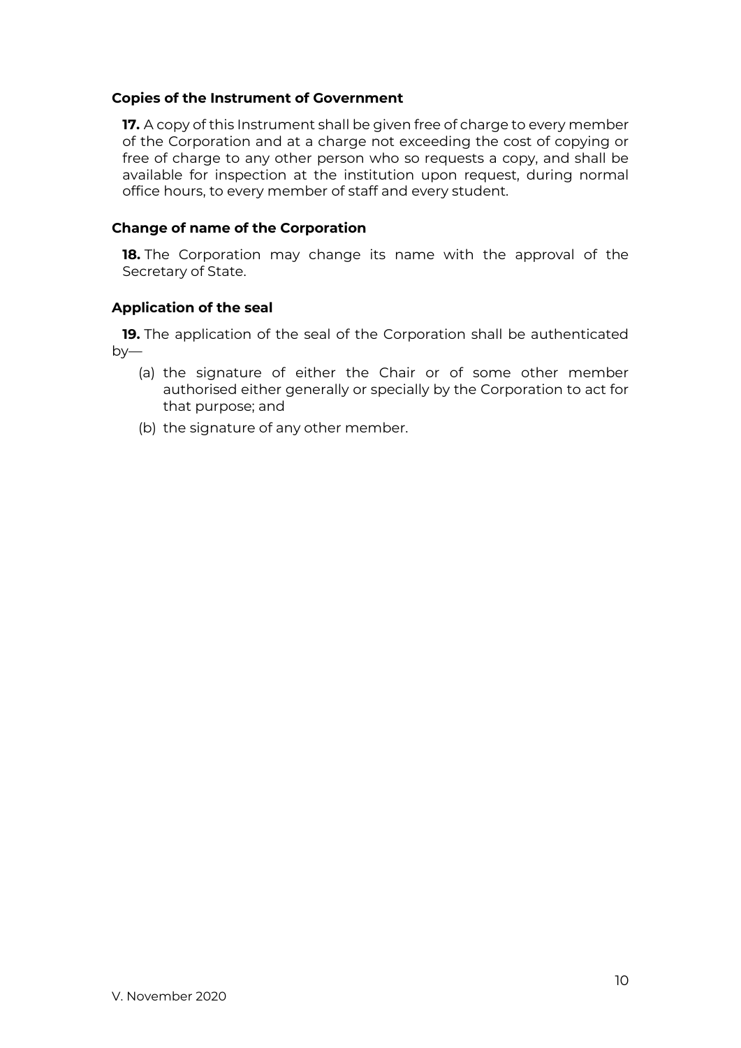### Copies of the Instrument of Government

**17.** A copy of this Instrument shall be given free of charge to every member of the Corporation and at a charge not exceeding the cost of copying or free of charge to any other person who so requests a copy, and shall be available for inspection at the institution upon request, during normal office hours, to every member of staff and every student.

### Change of name of the Corporation

**18.** The Corporation may change its name with the approval of the Secretary of State.

### Application of the seal

**19.** The application of the seal of the Corporation shall be authenticated by—

(a) the signature of either the Chair or of some other member authorised either generally or specially by the Corporation to act for that purpose; and

(b) the signature of any other member.

V. November 2020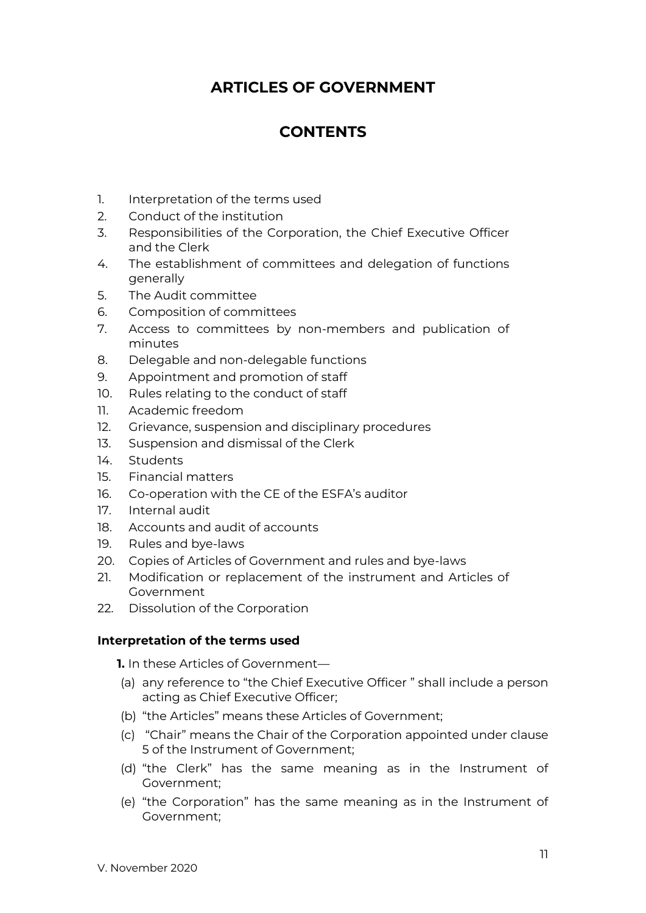# ARTICLES OF GOVERNMENT

## CONTENTS

1. Interpretation of the terms used
2. Conduct of the institution
3. Responsibilities of the Corporation, the Chief Executive Officer and the Clerk
4. The establishment of committees and delegation of functions generally
5. The Audit committee
6. Composition of committees
7. Access to committees by non-members and publication of minutes
8. Delegable and non-delegable functions
9. Appointment and promotion of staff
10. Rules relating to the conduct of staff
11. Academic freedom
12. Grievance, suspension and disciplinary procedures
13. Suspension and dismissal of the Clerk
14. Students
15. Financial matters
16. Co-operation with the CE of the ESFA's auditor
17. Internal audit
18. Accounts and audit of accounts
19. Rules and bye-laws
20. Copies of Articles of Government and rules and bye-laws
21. Modification or replacement of the instrument and Articles of Government
22. Dissolution of the Corporation

### Interpretation of the terms used

**1.** In these Articles of Government—

(a) any reference to "the Chief Executive Officer " shall include a person acting as Chief Executive Officer;

(b) "the Articles" means these Articles of Government;

(c) "Chair" means the Chair of the Corporation appointed under clause 5 of the Instrument of Government;

(d) "the Clerk" has the same meaning as in the Instrument of Government;

(e) "the Corporation" has the same meaning as in the Instrument of Government;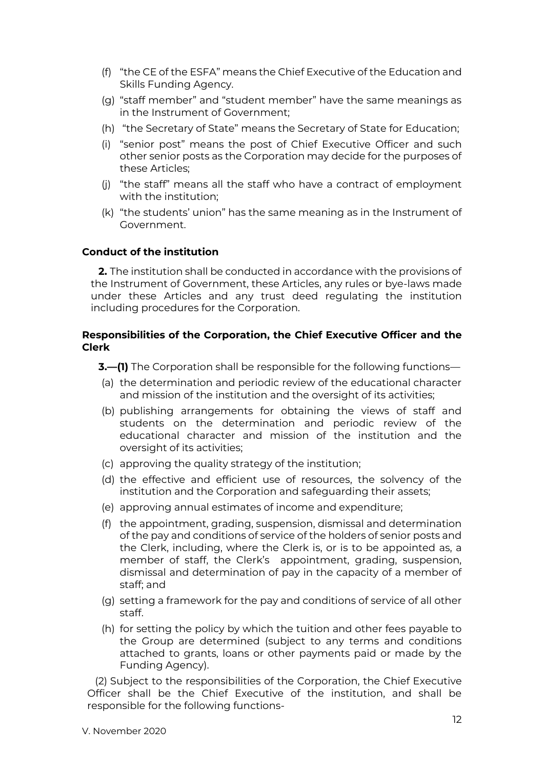(f) "the CE of the ESFA" means the Chief Executive of the Education and Skills Funding Agency.

(g) "staff member" and "student member" have the same meanings as in the Instrument of Government;

(h) "the Secretary of State" means the Secretary of State for Education;

(i) "senior post" means the post of Chief Executive Officer and such other senior posts as the Corporation may decide for the purposes of these Articles;

(j) "the staff" means all the staff who have a contract of employment with the institution;

(k) "the students' union" has the same meaning as in the Instrument of Government.

**Conduct of the institution**

**2.** The institution shall be conducted in accordance with the provisions of the Instrument of Government, these Articles, any rules or bye-laws made under these Articles and any trust deed regulating the institution including procedures for the Corporation.

**Responsibilities of the Corporation, the Chief Executive Officer and the Clerk**

**3.—(1)** The Corporation shall be responsible for the following functions—

(a) the determination and periodic review of the educational character and mission of the institution and the oversight of its activities;

(b) publishing arrangements for obtaining the views of staff and students on the determination and periodic review of the educational character and mission of the institution and the oversight of its activities;

(c) approving the quality strategy of the institution;

(d) the effective and efficient use of resources, the solvency of the institution and the Corporation and safeguarding their assets;

(e) approving annual estimates of income and expenditure;

(f) the appointment, grading, suspension, dismissal and determination of the pay and conditions of service of the holders of senior posts and the Clerk, including, where the Clerk is, or is to be appointed as, a member of staff, the Clerk's appointment, grading, suspension, dismissal and determination of pay in the capacity of a member of staff; and

(g) setting a framework for the pay and conditions of service of all other staff.

(h) for setting the policy by which the tuition and other fees payable to the Group are determined (subject to any terms and conditions attached to grants, loans or other payments paid or made by the Funding Agency).

(2) Subject to the responsibilities of the Corporation, the Chief Executive Officer shall be the Chief Executive of the institution, and shall be responsible for the following functions-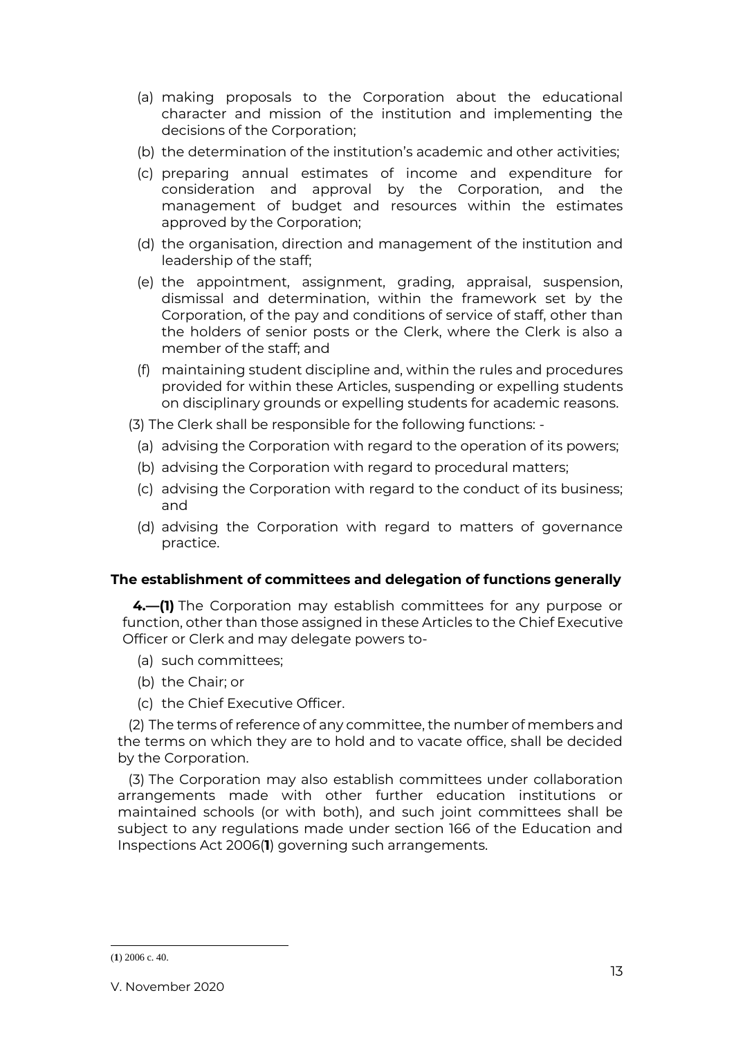(a) making proposals to the Corporation about the educational character and mission of the institution and implementing the decisions of the Corporation;

(b) the determination of the institution's academic and other activities;

(c) preparing annual estimates of income and expenditure for consideration and approval by the Corporation, and the management of budget and resources within the estimates approved by the Corporation;

(d) the organisation, direction and management of the institution and leadership of the staff;

(e) the appointment, assignment, grading, appraisal, suspension, dismissal and determination, within the framework set by the Corporation, of the pay and conditions of service of staff, other than the holders of senior posts or the Clerk, where the Clerk is also a member of the staff; and

(f) maintaining student discipline and, within the rules and procedures provided for within these Articles, suspending or expelling students on disciplinary grounds or expelling students for academic reasons.

(3) The Clerk shall be responsible for the following functions: -

(a) advising the Corporation with regard to the operation of its powers;

(b) advising the Corporation with regard to procedural matters;

(c) advising the Corporation with regard to the conduct of its business; and

(d) advising the Corporation with regard to matters of governance practice.

### The establishment of committees and delegation of functions generally

**4.—(1)** The Corporation may establish committees for any purpose or function, other than those assigned in these Articles to the Chief Executive Officer or Clerk and may delegate powers to-

(a) such committees;

(b) the Chair; or

(c) the Chief Executive Officer.

(2) The terms of reference of any committee, the number of members and the terms on which they are to hold and to vacate office, shall be decided by the Corporation.

(3) The Corporation may also establish committees under collaboration arrangements made with other further education institutions or maintained schools (or with both), and such joint committees shall be subject to any regulations made under section 166 of the Education and Inspections Act 2006(**1**) governing such arrangements.

(**1**) 2006 c. 40.

V. November 2020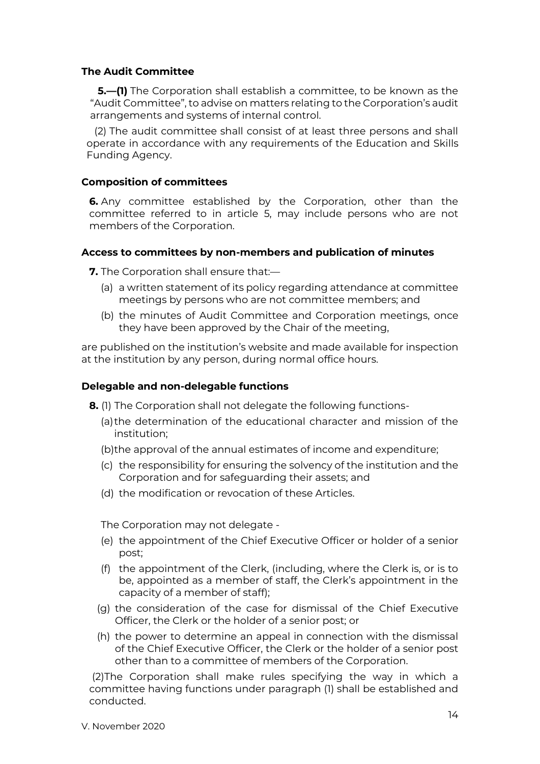### The Audit Committee

**5.—(1)** The Corporation shall establish a committee, to be known as the "Audit Committee", to advise on matters relating to the Corporation's audit arrangements and systems of internal control.

(2) The audit committee shall consist of at least three persons and shall operate in accordance with any requirements of the Education and Skills Funding Agency.

### Composition of committees

**6.** Any committee established by the Corporation, other than the committee referred to in article 5, may include persons who are not members of the Corporation.

### Access to committees by non-members and publication of minutes

**7.** The Corporation shall ensure that:—

(a) a written statement of its policy regarding attendance at committee meetings by persons who are not committee members; and

(b) the minutes of Audit Committee and Corporation meetings, once they have been approved by the Chair of the meeting,

are published on the institution's website and made available for inspection at the institution by any person, during normal office hours.

### Delegable and non-delegable functions

**8.** (1) The Corporation shall not delegate the following functions-

(a) the determination of the educational character and mission of the institution;

(b) the approval of the annual estimates of income and expenditure;

(c) the responsibility for ensuring the solvency of the institution and the Corporation and for safeguarding their assets; and

(d) the modification or revocation of these Articles.

The Corporation may not delegate -

(e) the appointment of the Chief Executive Officer or holder of a senior post;

(f) the appointment of the Clerk, (including, where the Clerk is, or is to be, appointed as a member of staff, the Clerk's appointment in the capacity of a member of staff);

(g) the consideration of the case for dismissal of the Chief Executive Officer, the Clerk or the holder of a senior post; or

(h) the power to determine an appeal in connection with the dismissal of the Chief Executive Officer, the Clerk or the holder of a senior post other than to a committee of members of the Corporation.

(2) The Corporation shall make rules specifying the way in which a committee having functions under paragraph (1) shall be established and conducted.

V. November 2020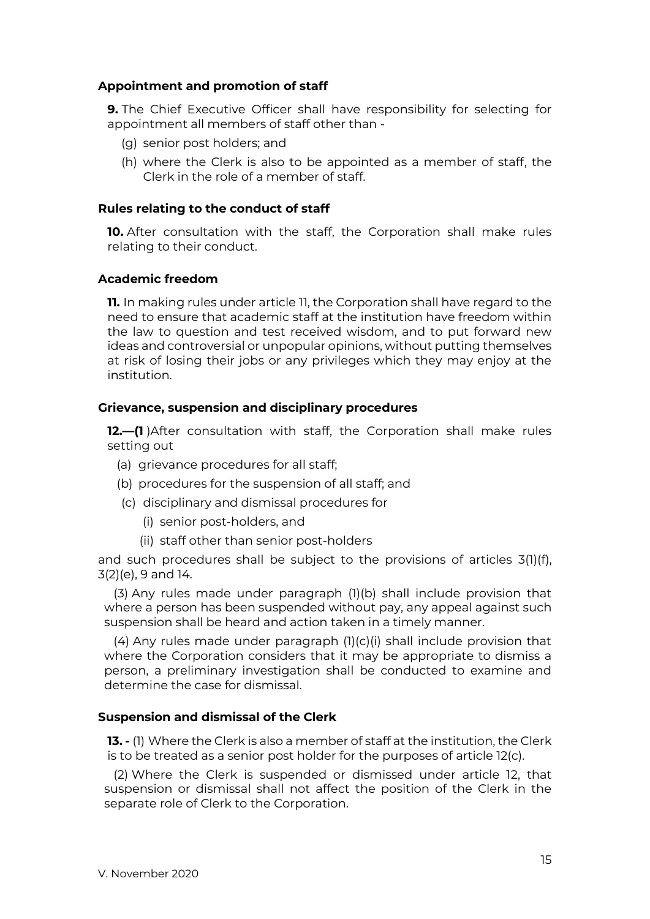### Appointment and promotion of staff

**9.** The Chief Executive Officer shall have responsibility for selecting for appointment all members of staff other than -

(g) senior post holders; and

(h) where the Clerk is also to be appointed as a member of staff, the Clerk in the role of a member of staff.

### Rules relating to the conduct of staff

**10.** After consultation with the staff, the Corporation shall make rules relating to their conduct.

### Academic freedom

**11.** In making rules under article 11, the Corporation shall have regard to the need to ensure that academic staff at the institution have freedom within the law to question and test received wisdom, and to put forward new ideas and controversial or unpopular opinions, without putting themselves at risk of losing their jobs or any privileges which they may enjoy at the institution.

### Grievance, suspension and disciplinary procedures

**12.—(1** )After consultation with staff, the Corporation shall make rules setting out

(a) grievance procedures for all staff;

(b) procedures for the suspension of all staff; and

(c) disciplinary and dismissal procedures for

(i) senior post-holders, and

(ii) staff other than senior post-holders

and such procedures shall be subject to the provisions of articles 3(1)(f), 3(2)(e), 9 and 14.

(3) Any rules made under paragraph (1)(b) shall include provision that where a person has been suspended without pay, any appeal against such suspension shall be heard and action taken in a timely manner.

(4) Any rules made under paragraph (1)(c)(i) shall include provision that where the Corporation considers that it may be appropriate to dismiss a person, a preliminary investigation shall be conducted to examine and determine the case for dismissal.

### Suspension and dismissal of the Clerk

**13. -** (1) Where the Clerk is also a member of staff at the institution, the Clerk is to be treated as a senior post holder for the purposes of article 12(c).

(2) Where the Clerk is suspended or dismissed under article 12, that suspension or dismissal shall not affect the position of the Clerk in the separate role of Clerk to the Corporation.

V. November 2020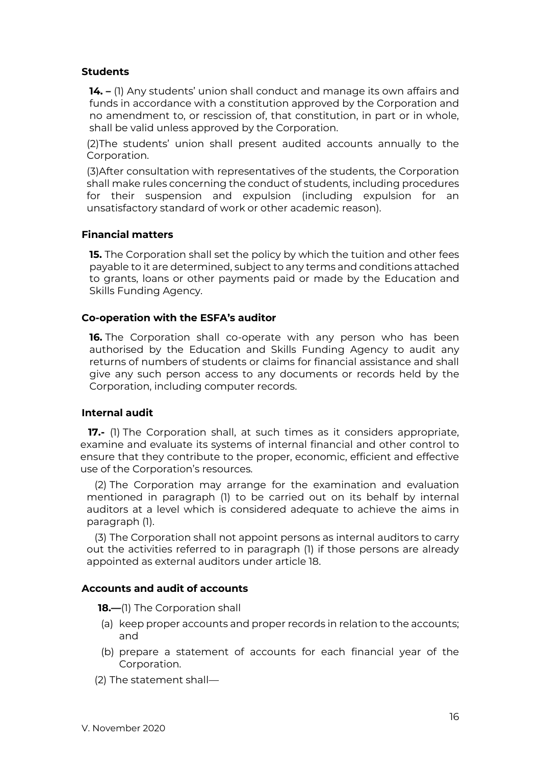### Students

**14. –** (1) Any students' union shall conduct and manage its own affairs and funds in accordance with a constitution approved by the Corporation and no amendment to, or rescission of, that constitution, in part or in whole, shall be valid unless approved by the Corporation.

(2)The students' union shall present audited accounts annually to the Corporation.

(3)After consultation with representatives of the students, the Corporation shall make rules concerning the conduct of students, including procedures for their suspension and expulsion (including expulsion for an unsatisfactory standard of work or other academic reason).

### Financial matters

**15.** The Corporation shall set the policy by which the tuition and other fees payable to it are determined, subject to any terms and conditions attached to grants, loans or other payments paid or made by the Education and Skills Funding Agency.

### Co-operation with the ESFA's auditor

**16.** The Corporation shall co-operate with any person who has been authorised by the Education and Skills Funding Agency to audit any returns of numbers of students or claims for financial assistance and shall give any such person access to any documents or records held by the Corporation, including computer records.

### Internal audit

**17.-** (1) The Corporation shall, at such times as it considers appropriate, examine and evaluate its systems of internal financial and other control to ensure that they contribute to the proper, economic, efficient and effective use of the Corporation's resources.

(2) The Corporation may arrange for the examination and evaluation mentioned in paragraph (1) to be carried out on its behalf by internal auditors at a level which is considered adequate to achieve the aims in paragraph (1).

(3) The Corporation shall not appoint persons as internal auditors to carry out the activities referred to in paragraph (1) if those persons are already appointed as external auditors under article 18.

### Accounts and audit of accounts

**18.—**(1) The Corporation shall

(a) keep proper accounts and proper records in relation to the accounts; and

(b) prepare a statement of accounts for each financial year of the Corporation.

(2) The statement shall—

V. November 2020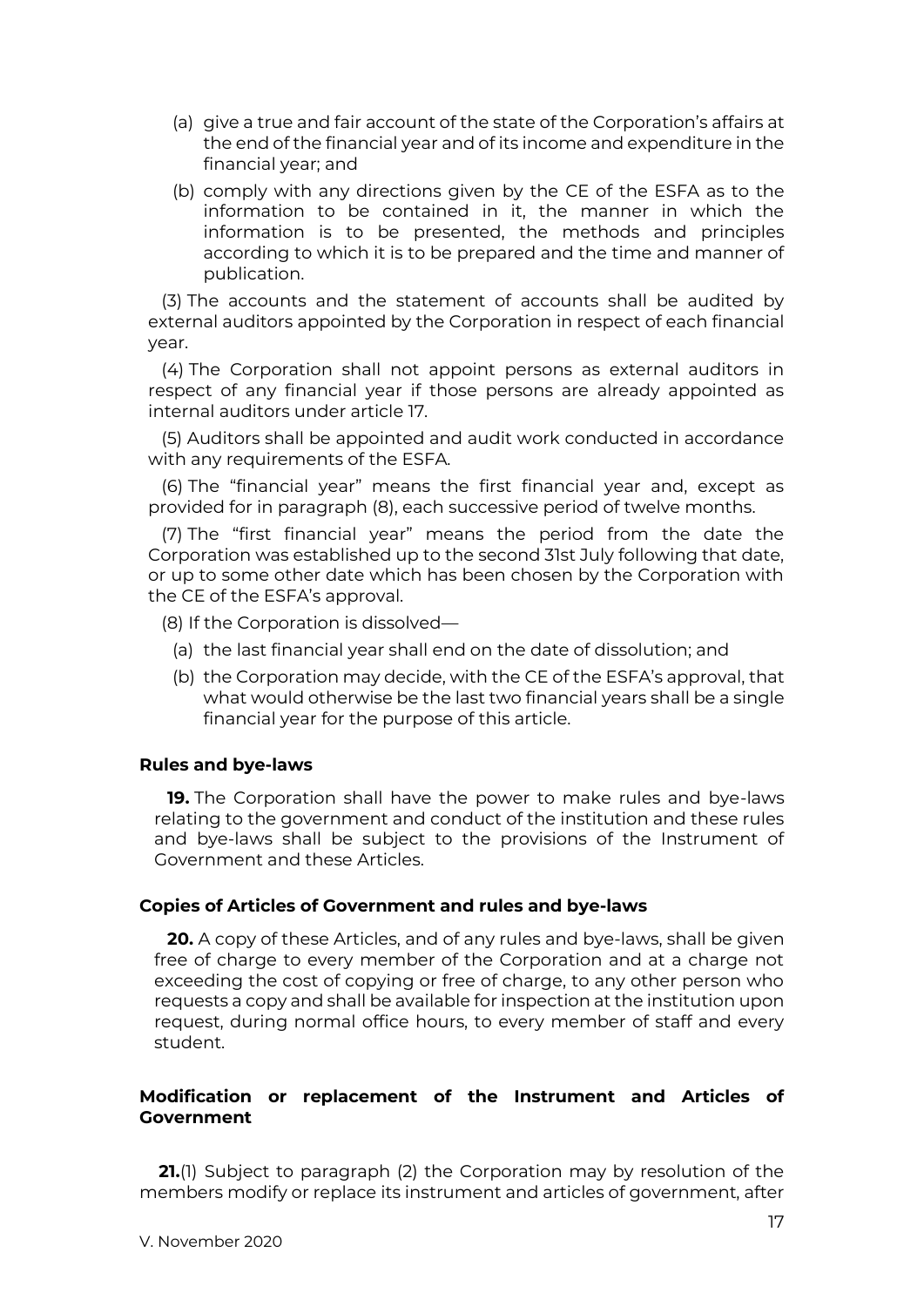(a) give a true and fair account of the state of the Corporation's affairs at the end of the financial year and of its income and expenditure in the financial year; and

(b) comply with any directions given by the CE of the ESFA as to the information to be contained in it, the manner in which the information is to be presented, the methods and principles according to which it is to be prepared and the time and manner of publication.

(3) The accounts and the statement of accounts shall be audited by external auditors appointed by the Corporation in respect of each financial year.

(4) The Corporation shall not appoint persons as external auditors in respect of any financial year if those persons are already appointed as internal auditors under article 17.

(5) Auditors shall be appointed and audit work conducted in accordance with any requirements of the ESFA.

(6) The "financial year" means the first financial year and, except as provided for in paragraph (8), each successive period of twelve months.

(7) The "first financial year" means the period from the date the Corporation was established up to the second 31st July following that date, or up to some other date which has been chosen by the Corporation with the CE of the ESFA's approval.

(8) If the Corporation is dissolved—

(a) the last financial year shall end on the date of dissolution; and

(b) the Corporation may decide, with the CE of the ESFA's approval, that what would otherwise be the last two financial years shall be a single financial year for the purpose of this article.

#### Rules and bye-laws

**19.** The Corporation shall have the power to make rules and bye-laws relating to the government and conduct of the institution and these rules and bye-laws shall be subject to the provisions of the Instrument of Government and these Articles.

#### Copies of Articles of Government and rules and bye-laws

**20.** A copy of these Articles, and of any rules and bye-laws, shall be given free of charge to every member of the Corporation and at a charge not exceeding the cost of copying or free of charge, to any other person who requests a copy and shall be available for inspection at the institution upon request, during normal office hours, to every member of staff and every student.

#### Modification or replacement of the Instrument and Articles of Government

**21.**(1) Subject to paragraph (2) the Corporation may by resolution of the members modify or replace its instrument and articles of government, after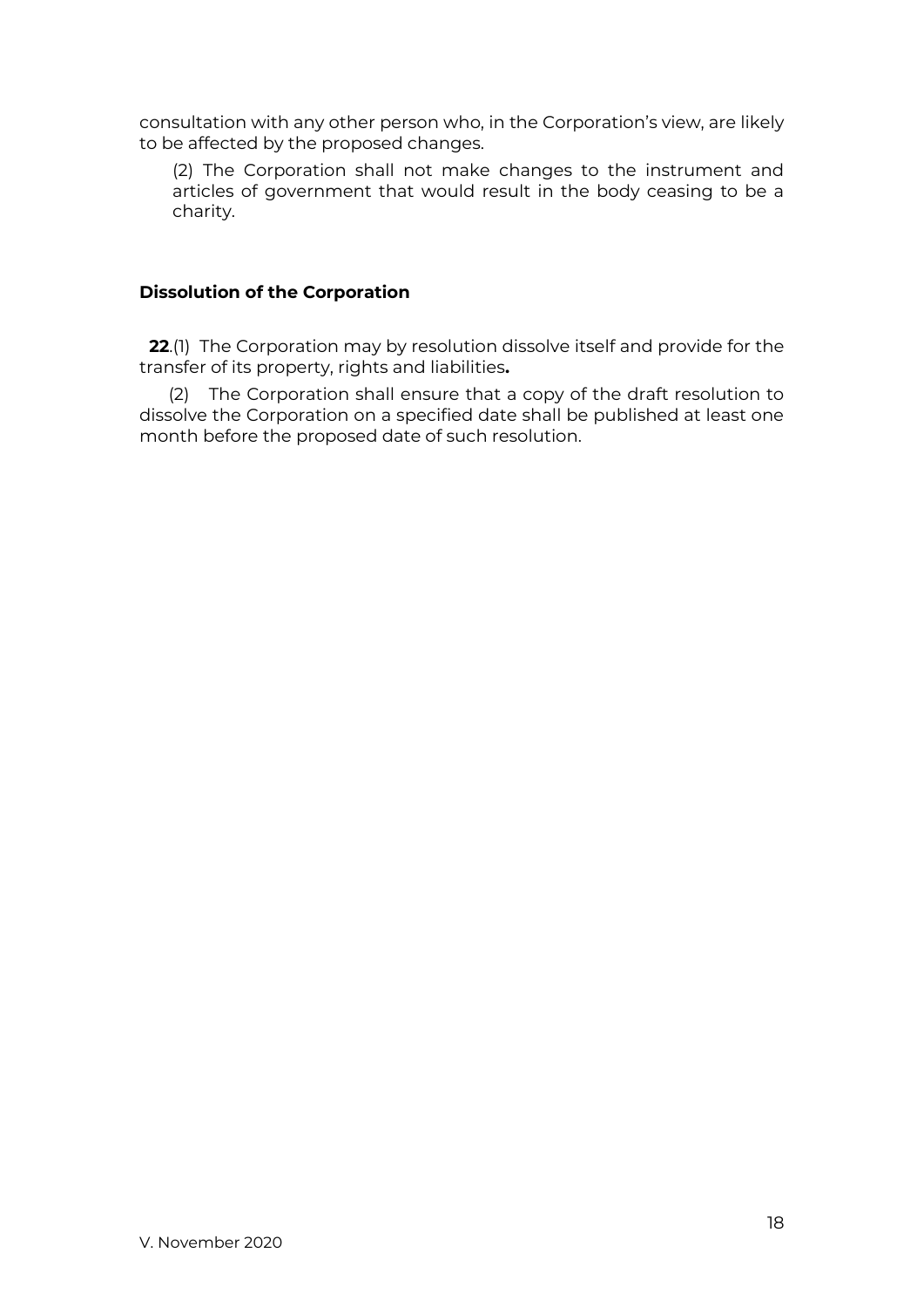consultation with any other person who, in the Corporation's view, are likely to be affected by the proposed changes.

(2) The Corporation shall not make changes to the instrument and articles of government that would result in the body ceasing to be a charity.

**Dissolution of the Corporation**

**22**.(1) The Corporation may by resolution dissolve itself and provide for the transfer of its property, rights and liabilities**.**

(2) The Corporation shall ensure that a copy of the draft resolution to dissolve the Corporation on a specified date shall be published at least one month before the proposed date of such resolution.

V. November 2020